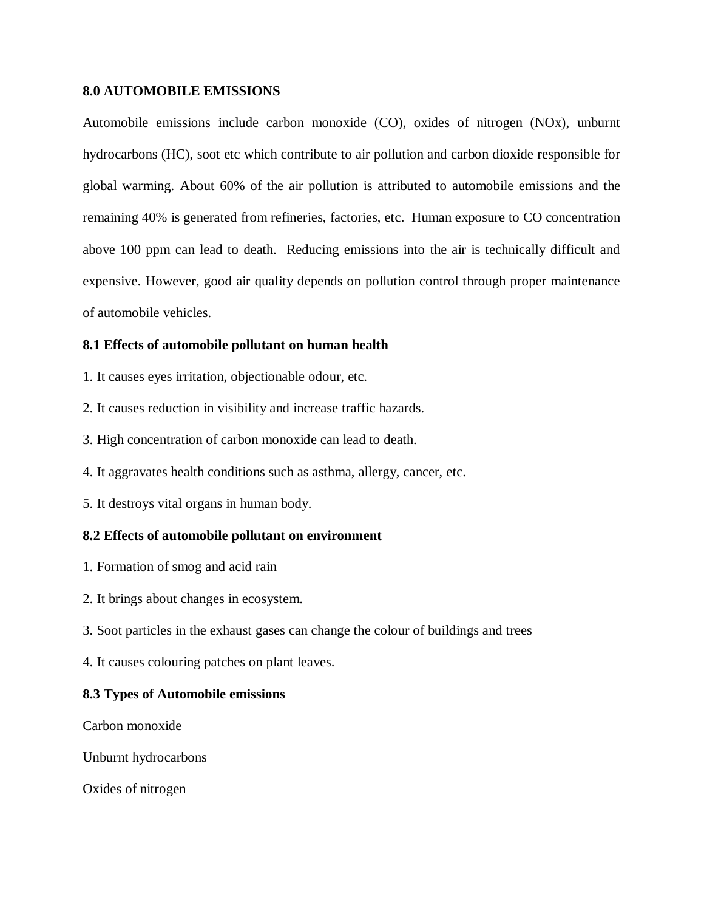## 8.0 AUTOMOBILE EMISSIONS

Automobile emissions include carbon monoxide (CO), oxides of nitrogen (NOx), unburnt hydrocarbons (HC), soot etc which contribute to air pollution and carbon dioxide responsible for global warming. About 60% of the air pollution is attributed to automobile emissions and the remaining 40% is generated from refineries, factories, etc. Human exposure to CO concentration above 100 ppm can lead to death. Reducing emissions into the air is technically difficult and expensive. However, good air quality depends on pollution control through proper maintenance of automobile vehicles.

### 8.1 Effects of automobile pollutant on human health

1. It causes eyes irritation, objectionable odour, etc.
2. It causes reduction in visibility and increase traffic hazards.
3. High concentration of carbon monoxide can lead to death.
4. It aggravates health conditions such as asthma, allergy, cancer, etc.
5. It destroys vital organs in human body.

### 8.2 Effects of automobile pollutant on environment

1. Formation of smog and acid rain
2. It brings about changes in ecosystem.
3. Soot particles in the exhaust gases can change the colour of buildings and trees
4. It causes colouring patches on plant leaves.

### 8.3 Types of Automobile emissions

Carbon monoxide

Unburnt hydrocarbons

Oxides of nitrogen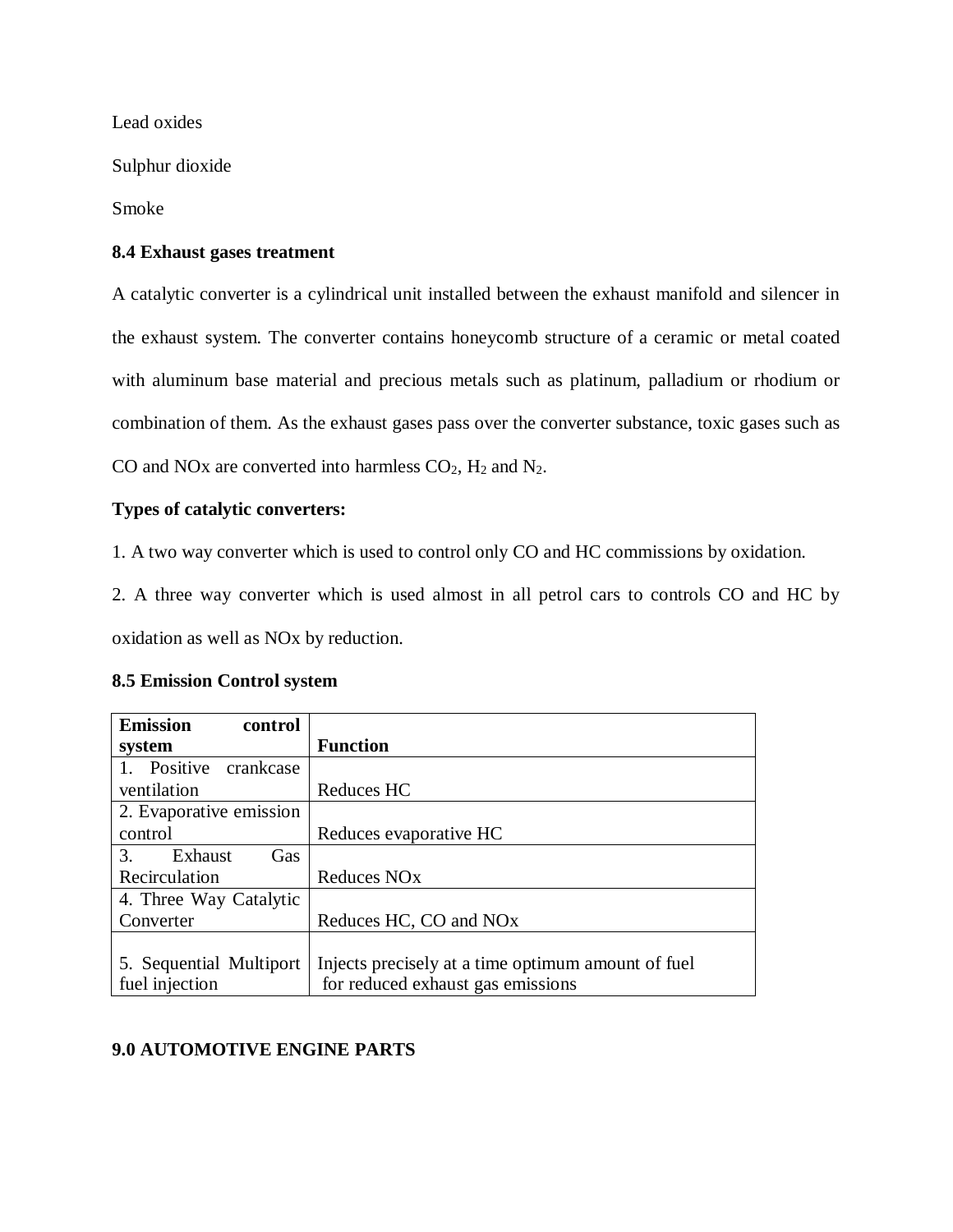Lead oxides

Sulphur dioxide

Smoke

**8.4 Exhaust gases treatment**

A catalytic converter is a cylindrical unit installed between the exhaust manifold and silencer in the exhaust system. The converter contains honeycomb structure of a ceramic or metal coated with aluminum base material and precious metals such as platinum, palladium or rhodium or combination of them. As the exhaust gases pass over the converter substance, toxic gases such as CO and NOx are converted into harmless $CO_2$, $H_2$ and $N_2$.

**Types of catalytic converters:**

1. A two way converter which is used to control only CO and HC commissions by oxidation.

2. A three way converter which is used almost in all petrol cars to controls CO and HC by oxidation as well as NOx by reduction.

**8.5 Emission Control system**

| **Emission control system** | **Function** |
|---|---|
| 1. Positive crankcase ventilation | Reduces HC |
| 2. Evaporative emission control | Reduces evaporative HC |
| 3. Exhaust Gas Recirculation | Reduces NOx |
| 4. Three Way Catalytic Converter | Reduces HC, CO and NOx |
| 5. Sequential Multiport fuel injection | Injects precisely at a time optimum amount of fuel for reduced exhaust gas emissions |

**9.0 AUTOMOTIVE ENGINE PARTS**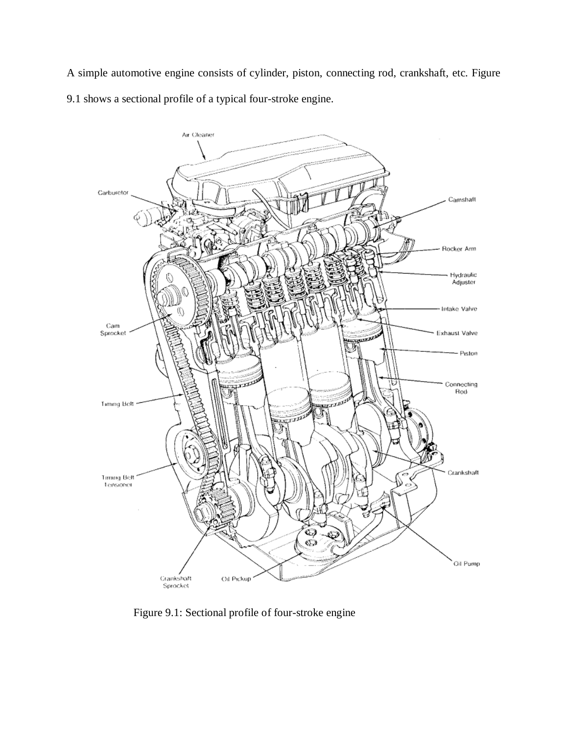A simple automotive engine consists of cylinder, piston, connecting rod, crankshaft, etc. Figure 9.1 shows a sectional profile of a typical four-stroke engine.

Figure 9.1: Sectional profile of four-stroke engine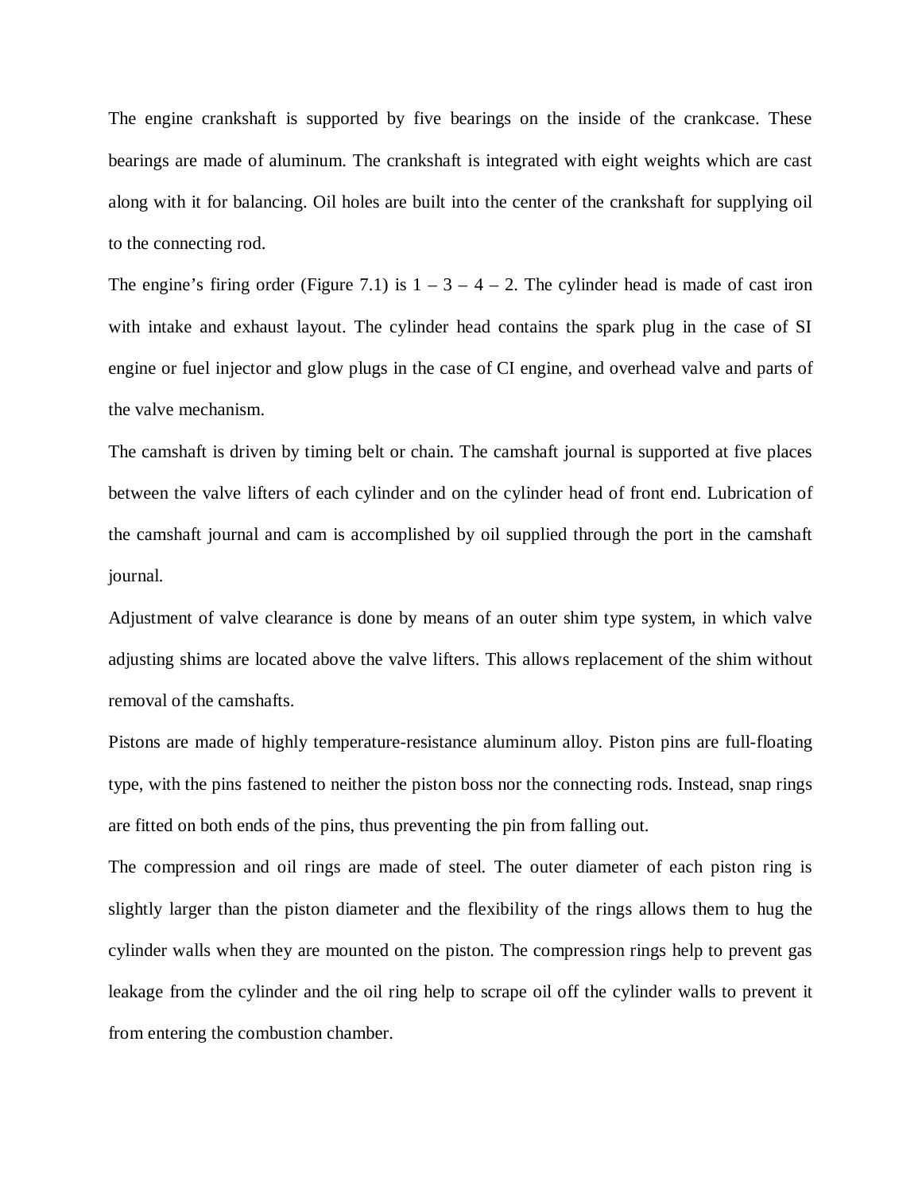The engine crankshaft is supported by five bearings on the inside of the crankcase. These bearings are made of aluminum. The crankshaft is integrated with eight weights which are cast along with it for balancing. Oil holes are built into the center of the crankshaft for supplying oil to the connecting rod.

The engine's firing order (Figure 7.1) is 1 – 3 – 4 – 2. The cylinder head is made of cast iron with intake and exhaust layout. The cylinder head contains the spark plug in the case of SI engine or fuel injector and glow plugs in the case of CI engine, and overhead valve and parts of the valve mechanism.

The camshaft is driven by timing belt or chain. The camshaft journal is supported at five places between the valve lifters of each cylinder and on the cylinder head of front end. Lubrication of the camshaft journal and cam is accomplished by oil supplied through the port in the camshaft journal.

Adjustment of valve clearance is done by means of an outer shim type system, in which valve adjusting shims are located above the valve lifters. This allows replacement of the shim without removal of the camshafts.

Pistons are made of highly temperature-resistance aluminum alloy. Piston pins are full-floating type, with the pins fastened to neither the piston boss nor the connecting rods. Instead, snap rings are fitted on both ends of the pins, thus preventing the pin from falling out.

The compression and oil rings are made of steel. The outer diameter of each piston ring is slightly larger than the piston diameter and the flexibility of the rings allows them to hug the cylinder walls when they are mounted on the piston. The compression rings help to prevent gas leakage from the cylinder and the oil ring help to scrape oil off the cylinder walls to prevent it from entering the combustion chamber.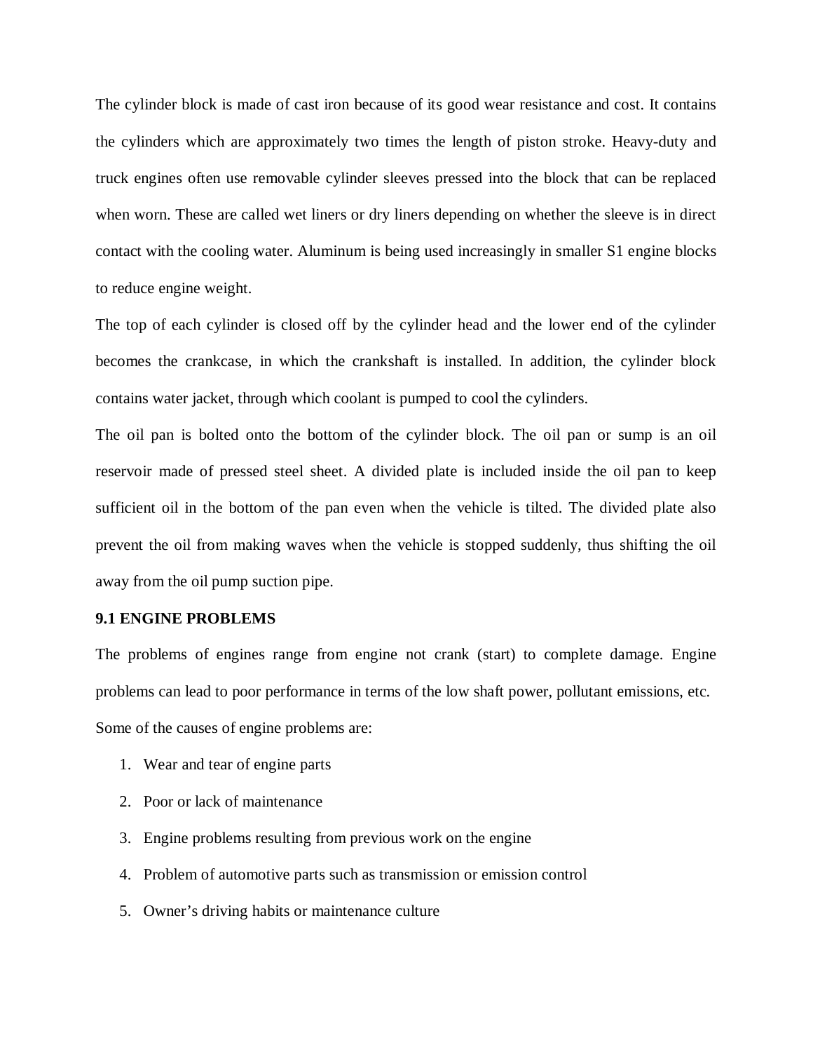The cylinder block is made of cast iron because of its good wear resistance and cost. It contains the cylinders which are approximately two times the length of piston stroke. Heavy-duty and truck engines often use removable cylinder sleeves pressed into the block that can be replaced when worn. These are called wet liners or dry liners depending on whether the sleeve is in direct contact with the cooling water. Aluminum is being used increasingly in smaller S1 engine blocks to reduce engine weight.

The top of each cylinder is closed off by the cylinder head and the lower end of the cylinder becomes the crankcase, in which the crankshaft is installed. In addition, the cylinder block contains water jacket, through which coolant is pumped to cool the cylinders.

The oil pan is bolted onto the bottom of the cylinder block. The oil pan or sump is an oil reservoir made of pressed steel sheet. A divided plate is included inside the oil pan to keep sufficient oil in the bottom of the pan even when the vehicle is tilted. The divided plate also prevent the oil from making waves when the vehicle is stopped suddenly, thus shifting the oil away from the oil pump suction pipe.

**9.1 ENGINE PROBLEMS**

The problems of engines range from engine not crank (start) to complete damage. Engine problems can lead to poor performance in terms of the low shaft power, pollutant emissions, etc.

Some of the causes of engine problems are:

1. Wear and tear of engine parts
2. Poor or lack of maintenance
3. Engine problems resulting from previous work on the engine
4. Problem of automotive parts such as transmission or emission control
5. Owner's driving habits or maintenance culture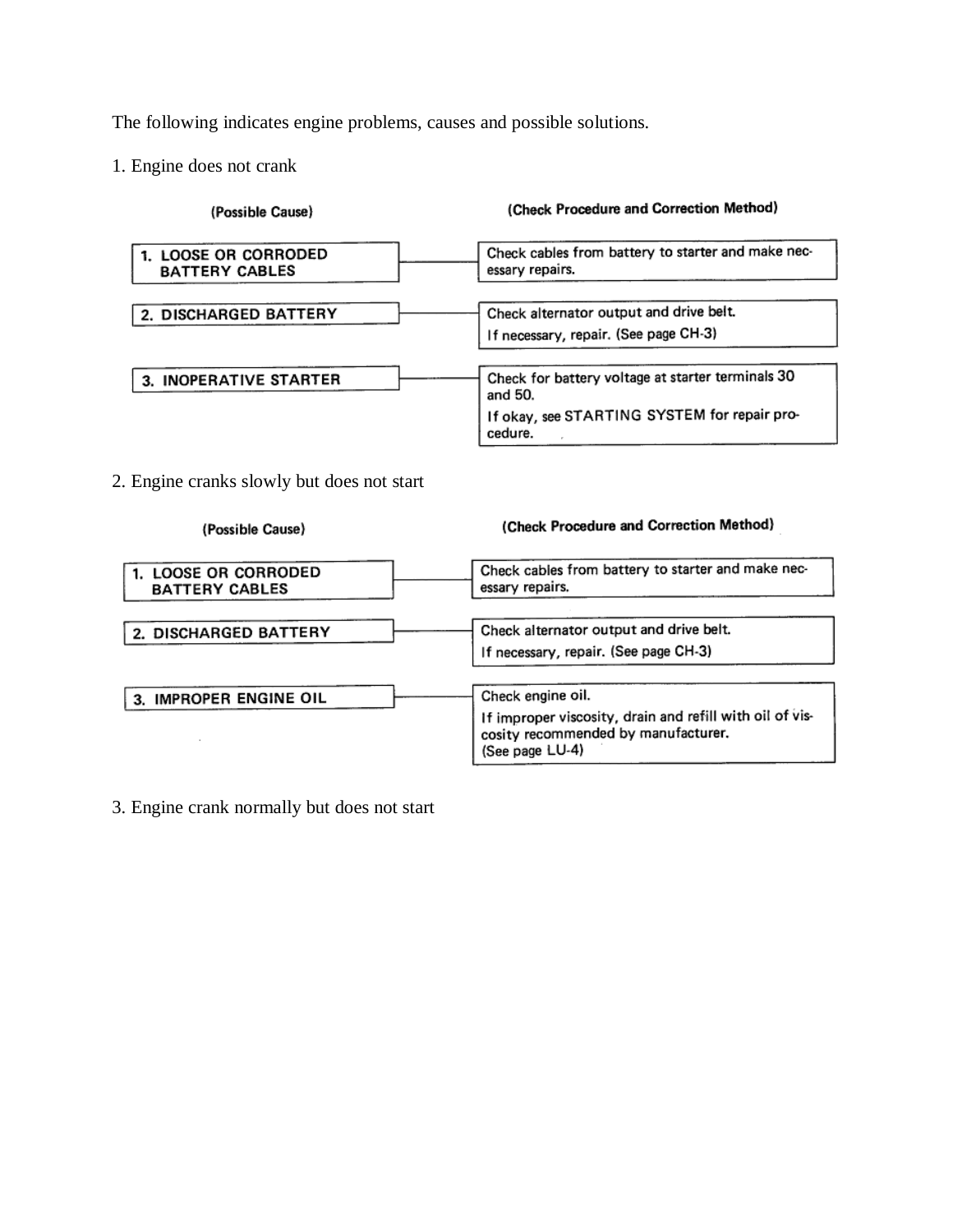The following indicates engine problems, causes and possible solutions.

1. Engine does not crank

| (Possible Cause) | (Check Procedure and Correction Method) |
| --- | --- |
| 1. LOOSE OR CORRODED BATTERY CABLES | Check cables from battery to starter and make necessary repairs. |
| 2. DISCHARGED BATTERY | Check alternator output and drive belt. If necessary, repair. (See page CH-3) |
| 3. INOPERATIVE STARTER | Check for battery voltage at starter terminals 30 and 50. If okay, see STARTING SYSTEM for repair procedure. |

2. Engine cranks slowly but does not start

| (Possible Cause) | (Check Procedure and Correction Method) |
| --- | --- |
| 1. LOOSE OR CORRODED BATTERY CABLES | Check cables from battery to starter and make necessary repairs. |
| 2. DISCHARGED BATTERY | Check alternator output and drive belt. If necessary, repair. (See page CH-3) |
| 3. IMPROPER ENGINE OIL | Check engine oil. If improper viscosity, drain and refill with oil of viscosity recommended by manufacturer. (See page LU-4) |

3. Engine crank normally but does not start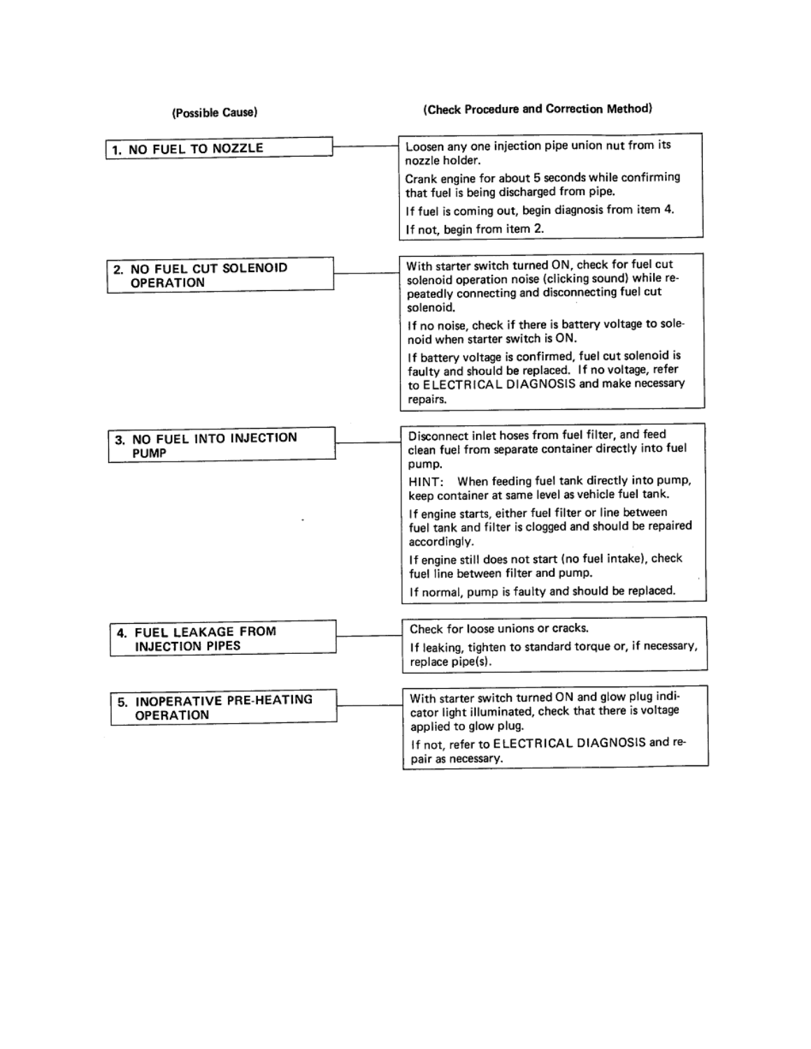| (Possible Cause) | (Check Procedure and Correction Method) |
| --- | --- |
| 1. NO FUEL TO NOZZLE | Loosen any one injection pipe union nut from its nozzle holder.<br>Crank engine for about 5 seconds while confirming that fuel is being discharged from pipe.<br>If fuel is coming out, begin diagnosis from item 4.<br>If not, begin from item 2. |
| 2. NO FUEL CUT SOLENOID OPERATION | With starter switch turned ON, check for fuel cut solenoid operation noise (clicking sound) while repeatedly connecting and disconnecting fuel cut solenoid.<br>If no noise, check if there is battery voltage to solenoid when starter switch is ON.<br>If battery voltage is confirmed, fuel cut solenoid is faulty and should be replaced. If no voltage, refer to ELECTRICAL DIAGNOSIS and make necessary repairs. |
| 3. NO FUEL INTO INJECTION PUMP | Disconnect inlet hoses from fuel filter, and feed clean fuel from separate container directly into fuel pump.<br>HINT: When feeding fuel tank directly into pump, keep container at same level as vehicle fuel tank.<br>If engine starts, either fuel filter or line between fuel tank and filter is clogged and should be repaired accordingly.<br>If engine still does not start (no fuel intake), check fuel line between filter and pump.<br>If normal, pump is faulty and should be replaced. |
| 4. FUEL LEAKAGE FROM INJECTION PIPES | Check for loose unions or cracks.<br>If leaking, tighten to standard torque or, if necessary, replace pipe(s). |
| 5. INOPERATIVE PRE-HEATING OPERATION | With starter switch turned ON and glow plug indicator light illuminated, check that there is voltage applied to glow plug.<br>If not, refer to ELECTRICAL DIAGNOSIS and repair as necessary. |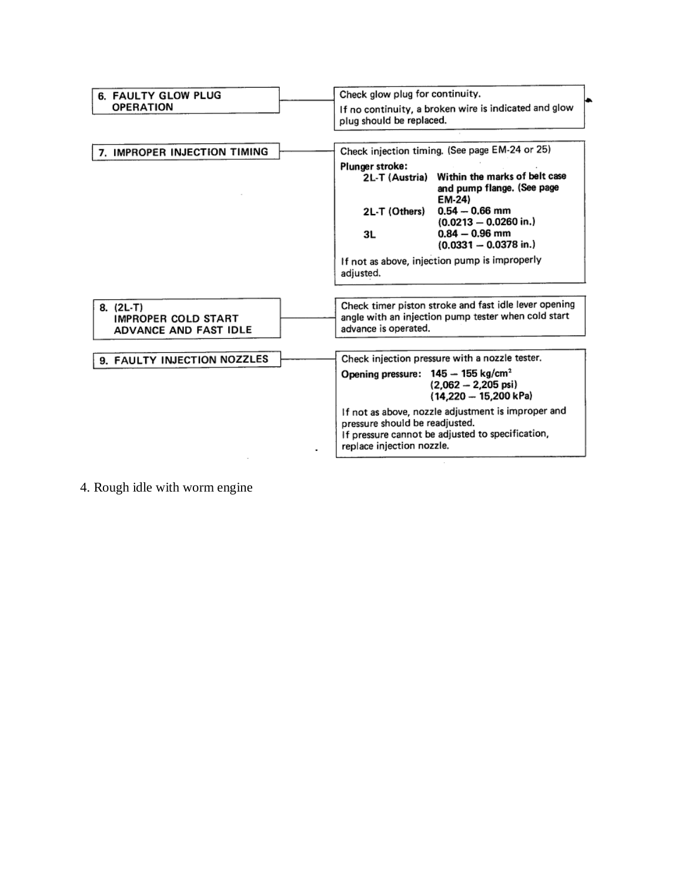| | |
|---|---|
| **6. FAULTY GLOW PLUG OPERATION** | Check glow plug for continuity.<br>If no continuity, a broken wire is indicated and glow plug should be replaced. |
| **7. IMPROPER INJECTION TIMING** | Check injection timing. (See page EM-24 or 25)<br>**Plunger stroke:**<br>2L-T (Austria) **Within the marks of belt case and pump flange. (See page EM-24)**<br>2L-T (Others) **0.54 – 0.66 mm (0.0213 – 0.0260 in.)**<br>3L **0.84 – 0.96 mm (0.0331 – 0.0378 in.)**<br>If not as above, injection pump is improperly adjusted. |
| **8. (2L-T) IMPROPER COLD START ADVANCE AND FAST IDLE** | Check timer piston stroke and fast idle lever opening angle with an injection pump tester when cold start advance is operated. |
| **9. FAULTY INJECTION NOZZLES** | Check injection pressure with a nozzle tester.<br>**Opening pressure: 145 – 155 kg/cm$^2$ (2,062 – 2,205 psi) (14,220 – 15,200 kPa)**<br>If not as above, nozzle adjustment is improper and pressure should be readjusted.<br>If pressure cannot be adjusted to specification, replace injection nozzle. |

4. Rough idle with worm engine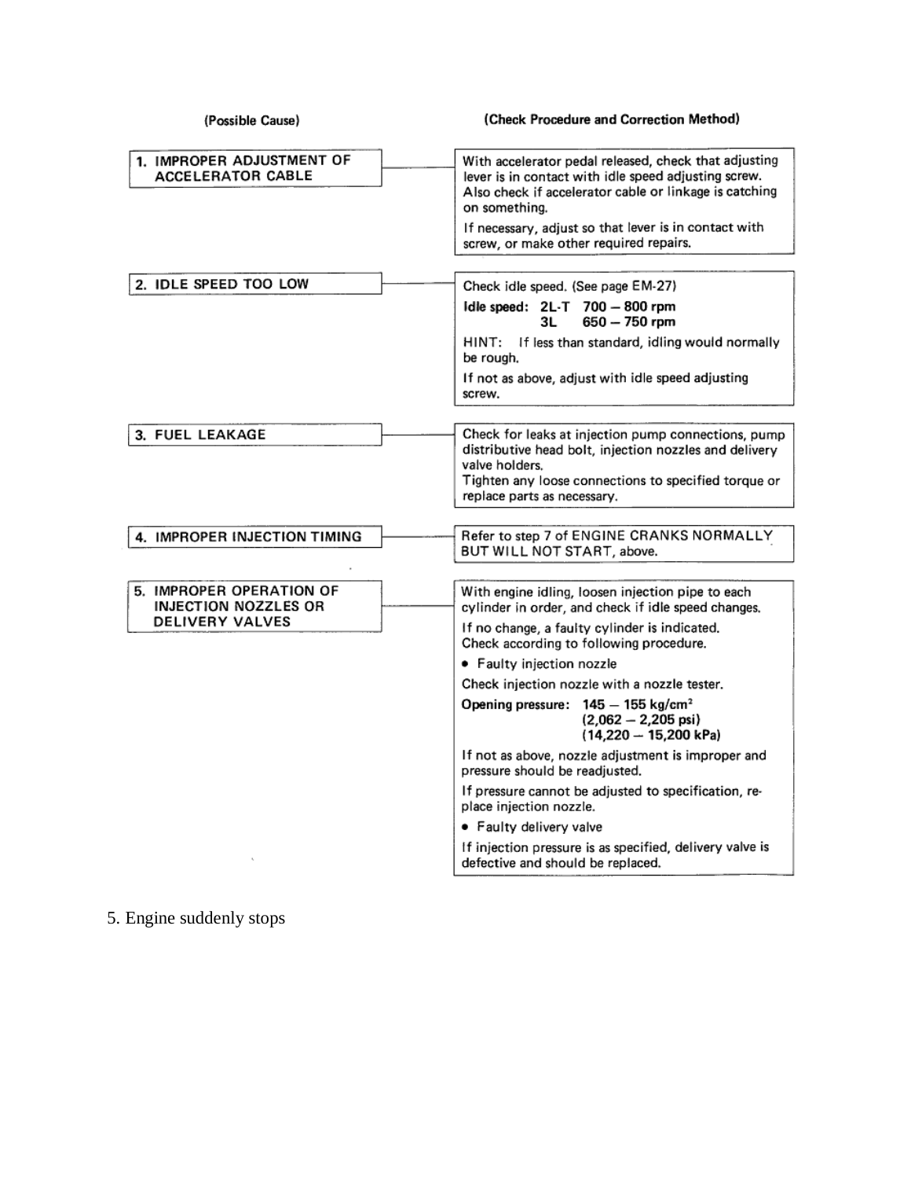| (Possible Cause) | (Check Procedure and Correction Method) |
| --- | --- |
| 1. IMPROPER ADJUSTMENT OF ACCELERATOR CABLE | With accelerator pedal released, check that adjusting lever is in contact with idle speed adjusting screw. Also check if accelerator cable or linkage is catching on something.<br>If necessary, adjust so that lever is in contact with screw, or make other required repairs. |
| 2. IDLE SPEED TOO LOW | Check idle speed. (See page EM-27)<br>**Idle speed: 2L-T 700 – 800 rpm**<br>**3L 650 – 750 rpm**<br>HINT: If less than standard, idling would normally be rough.<br>If not as above, adjust with idle speed adjusting screw. |
| 3. FUEL LEAKAGE | Check for leaks at injection pump connections, pump distributive head bolt, injection nozzles and delivery valve holders.<br>Tighten any loose connections to specified torque or replace parts as necessary. |
| 4. IMPROPER INJECTION TIMING | Refer to step 7 of ENGINE CRANKS NORMALLY BUT WILL NOT START, above. |
| 5. IMPROPER OPERATION OF INJECTION NOZZLES OR DELIVERY VALVES | With engine idling, loosen injection pipe to each cylinder in order, and check if idle speed changes.<br>If no change, a faulty cylinder is indicated. Check according to following procedure.<br>• Faulty injection nozzle<br>Check injection nozzle with a nozzle tester.<br>**Opening pressure: 145 – 155 kg/cm$^2$ (2,062 – 2,205 psi) (14,220 – 15,200 kPa)**<br>If not as above, nozzle adjustment is improper and pressure should be readjusted.<br>If pressure cannot be adjusted to specification, replace injection nozzle.<br>• Faulty delivery valve<br>If injection pressure is as specified, delivery valve is defective and should be replaced. |

5. Engine suddenly stops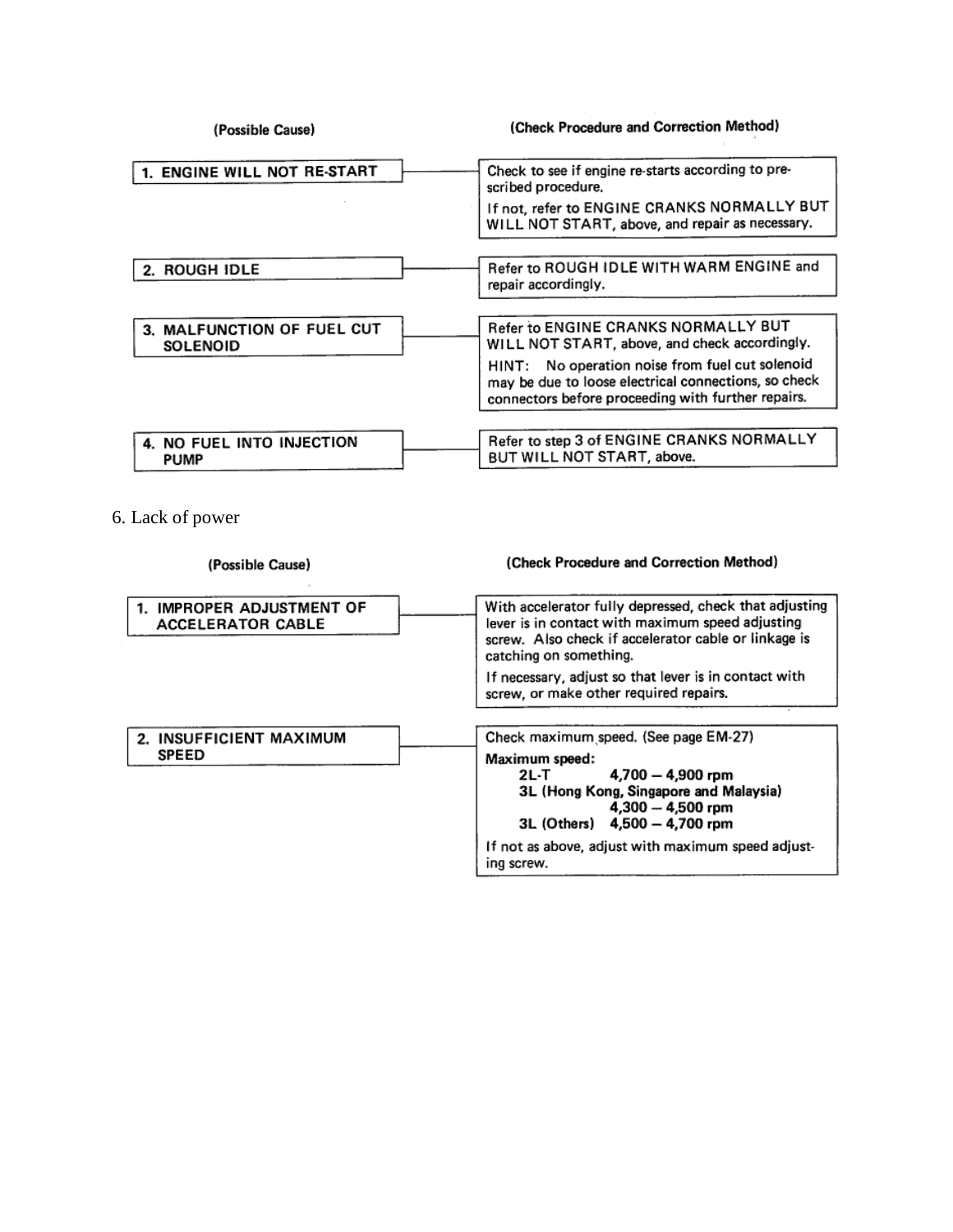| (Possible Cause) | (Check Procedure and Correction Method) |
| --- | --- |
| 1. ENGINE WILL NOT RE-START | Check to see if engine re-starts according to prescribed procedure. If not, refer to ENGINE CRANKS NORMALLY BUT WILL NOT START, above, and repair as necessary. |
| 2. ROUGH IDLE | Refer to ROUGH IDLE WITH WARM ENGINE and repair accordingly. |
| 3. MALFUNCTION OF FUEL CUT SOLENOID | Refer to ENGINE CRANKS NORMALLY BUT WILL NOT START, above, and check accordingly. HINT: No operation noise from fuel cut solenoid may be due to loose electrical connections, so check connectors before proceeding with further repairs. |
| 4. NO FUEL INTO INJECTION PUMP | Refer to step 3 of ENGINE CRANKS NORMALLY BUT WILL NOT START, above. |

6. Lack of power

| (Possible Cause) | (Check Procedure and Correction Method) |
| --- | --- |
| 1. IMPROPER ADJUSTMENT OF ACCELERATOR CABLE | With accelerator fully depressed, check that adjusting lever is in contact with maximum speed adjusting screw. Also check if accelerator cable or linkage is catching on something. If necessary, adjust so that lever is in contact with screw, or make other required repairs. |
| 2. INSUFFICIENT MAXIMUM SPEED | Check maximum speed. (See page EM-27) **Maximum speed:** **2L-T 4,700 – 4,900 rpm** **3L (Hong Kong, Singapore and Malaysia) 4,300 – 4,500 rpm** **3L (Others) 4,500 – 4,700 rpm** If not as above, adjust with maximum speed adjusting screw. |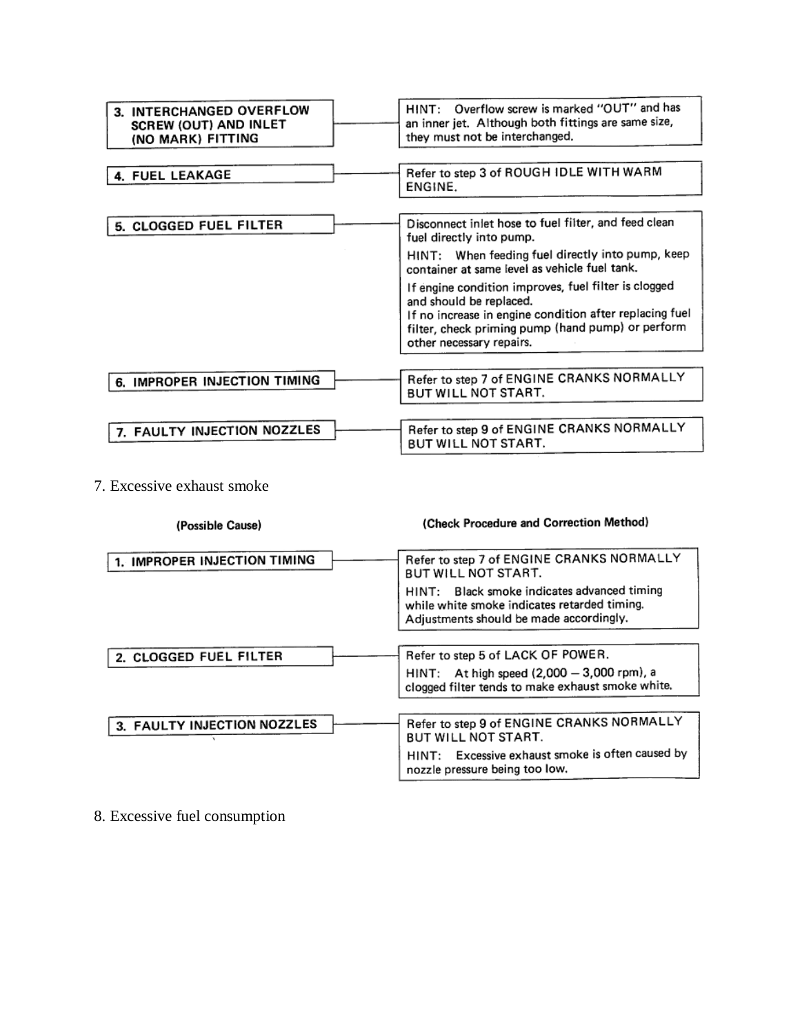| | |
|---|---|
| 3. INTERCHANGED OVERFLOW SCREW (OUT) AND INLET (NO MARK) FITTING | HINT: Overflow screw is marked "OUT" and has an inner jet. Although both fittings are same size, they must not be interchanged. |
| 4. FUEL LEAKAGE | Refer to step 3 of ROUGH IDLE WITH WARM ENGINE. |
| 5. CLOGGED FUEL FILTER | Disconnect inlet hose to fuel filter, and feed clean fuel directly into pump.<br>HINT: When feeding fuel directly into pump, keep container at same level as vehicle fuel tank.<br>If engine condition improves, fuel filter is clogged and should be replaced.<br>If no increase in engine condition after replacing fuel filter, check priming pump (hand pump) or perform other necessary repairs. |
| 6. IMPROPER INJECTION TIMING | Refer to step 7 of ENGINE CRANKS NORMALLY BUT WILL NOT START. |
| 7. FAULTY INJECTION NOZZLES | Refer to step 9 of ENGINE CRANKS NORMALLY BUT WILL NOT START. |

7. Excessive exhaust smoke

| (Possible Cause) | (Check Procedure and Correction Method) |
|---|---|
| 1. IMPROPER INJECTION TIMING | Refer to step 7 of ENGINE CRANKS NORMALLY BUT WILL NOT START.<br>HINT: Black smoke indicates advanced timing while white smoke indicates retarded timing. Adjustments should be made accordingly. |
| 2. CLOGGED FUEL FILTER | Refer to step 5 of LACK OF POWER.<br>HINT: At high speed (2,000 – 3,000 rpm), a clogged filter tends to make exhaust smoke white. |
| 3. FAULTY INJECTION NOZZLES | Refer to step 9 of ENGINE CRANKS NORMALLY BUT WILL NOT START.<br>HINT: Excessive exhaust smoke is often caused by nozzle pressure being too low. |

8. Excessive fuel consumption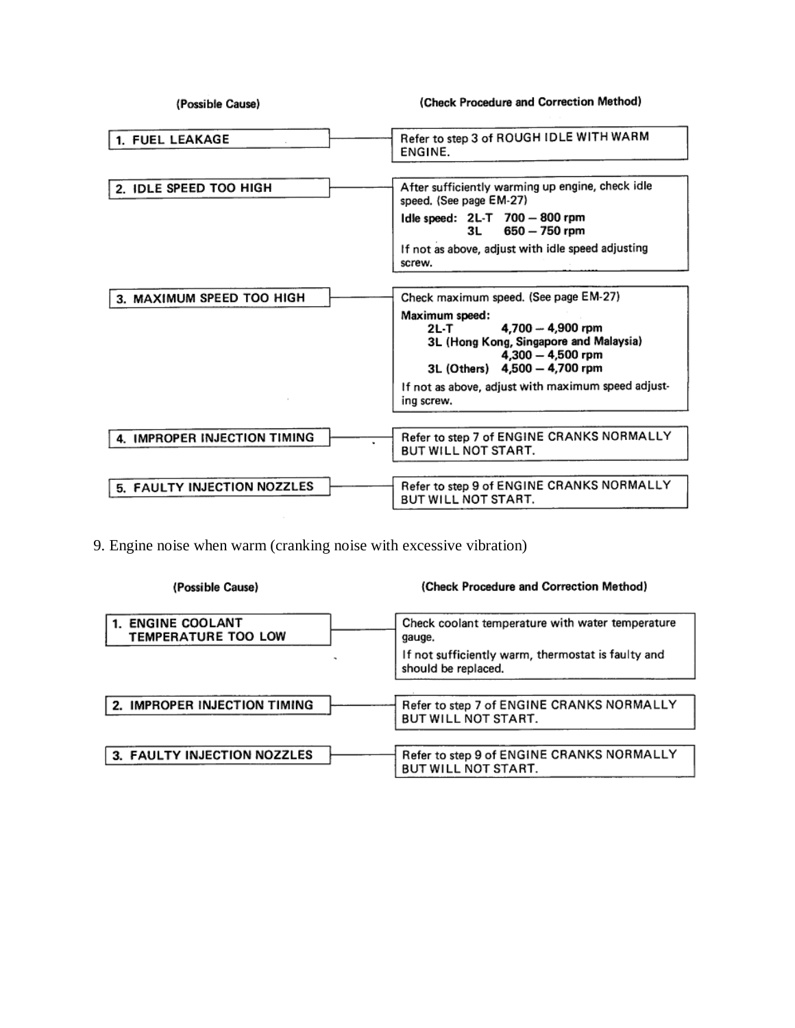| (Possible Cause) | (Check Procedure and Correction Method) |
|---|---|
| 1. FUEL LEAKAGE | Refer to step 3 of ROUGH IDLE WITH WARM ENGINE. |
| 2. IDLE SPEED TOO HIGH | After sufficiently warming up engine, check idle speed. (See page EM-27)<br>**Idle speed: 2L-T 700 – 800 rpm**<br>**3L 650 – 750 rpm**<br>If not as above, adjust with idle speed adjusting screw. |
| 3. MAXIMUM SPEED TOO HIGH | Check maximum speed. (See page EM-27)<br>**Maximum speed:**<br>**2L-T 4,700 – 4,900 rpm**<br>**3L (Hong Kong, Singapore and Malaysia) 4,300 – 4,500 rpm**<br>**3L (Others) 4,500 – 4,700 rpm**<br>If not as above, adjust with maximum speed adjusting screw. |
| 4. IMPROPER INJECTION TIMING | Refer to step 7 of ENGINE CRANKS NORMALLY BUT WILL NOT START. |
| 5. FAULTY INJECTION NOZZLES | Refer to step 9 of ENGINE CRANKS NORMALLY BUT WILL NOT START. |

9. Engine noise when warm (cranking noise with excessive vibration)

| (Possible Cause) | (Check Procedure and Correction Method) |
|---|---|
| 1. ENGINE COOLANT TEMPERATURE TOO LOW | Check coolant temperature with water temperature gauge.<br>If not sufficiently warm, thermostat is faulty and should be replaced. |
| 2. IMPROPER INJECTION TIMING | Refer to step 7 of ENGINE CRANKS NORMALLY BUT WILL NOT START. |
| 3. FAULTY INJECTION NOZZLES | Refer to step 9 of ENGINE CRANKS NORMALLY BUT WILL NOT START. |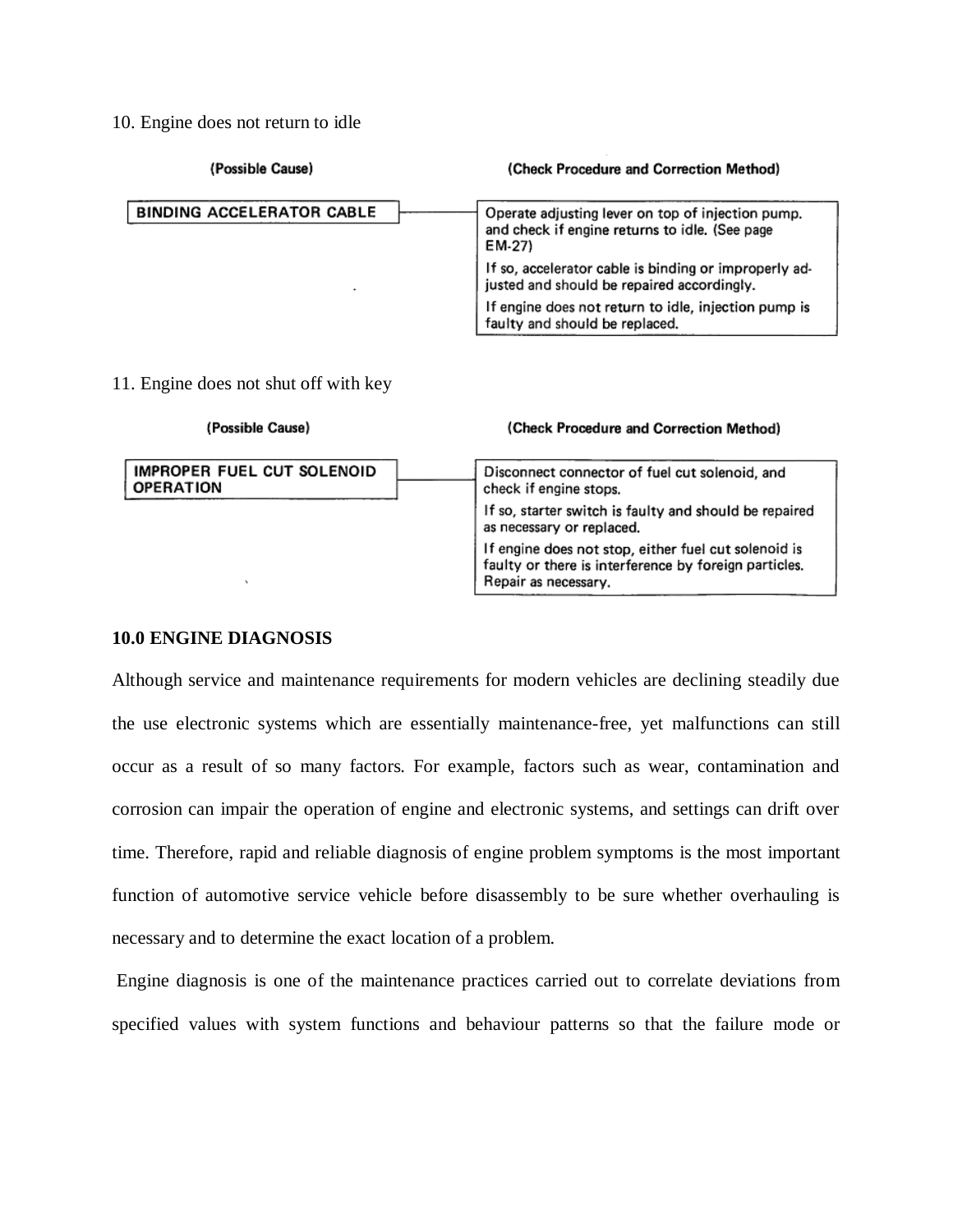10. Engine does not return to idle

| (Possible Cause) | (Check Procedure and Correction Method) |
| --- | --- |
| BINDING ACCELERATOR CABLE | Operate adjusting lever on top of injection pump. and check if engine returns to idle. (See page EM-27)<br>If so, accelerator cable is binding or improperly adjusted and should be repaired accordingly.<br>If engine does not return to idle, injection pump is faulty and should be replaced. |

11. Engine does not shut off with key

| (Possible Cause) | (Check Procedure and Correction Method) |
| --- | --- |
| IMPROPER FUEL CUT SOLENOID OPERATION | Disconnect connector of fuel cut solenoid, and check if engine stops.<br>If so, starter switch is faulty and should be repaired as necessary or replaced.<br>If engine does not stop, either fuel cut solenoid is faulty or there is interference by foreign particles. Repair as necessary. |

**10.0 ENGINE DIAGNOSIS**

Although service and maintenance requirements for modern vehicles are declining steadily due the use electronic systems which are essentially maintenance-free, yet malfunctions can still occur as a result of so many factors. For example, factors such as wear, contamination and corrosion can impair the operation of engine and electronic systems, and settings can drift over time. Therefore, rapid and reliable diagnosis of engine problem symptoms is the most important function of automotive service vehicle before disassembly to be sure whether overhauling is necessary and to determine the exact location of a problem.

Engine diagnosis is one of the maintenance practices carried out to correlate deviations from specified values with system functions and behaviour patterns so that the failure mode or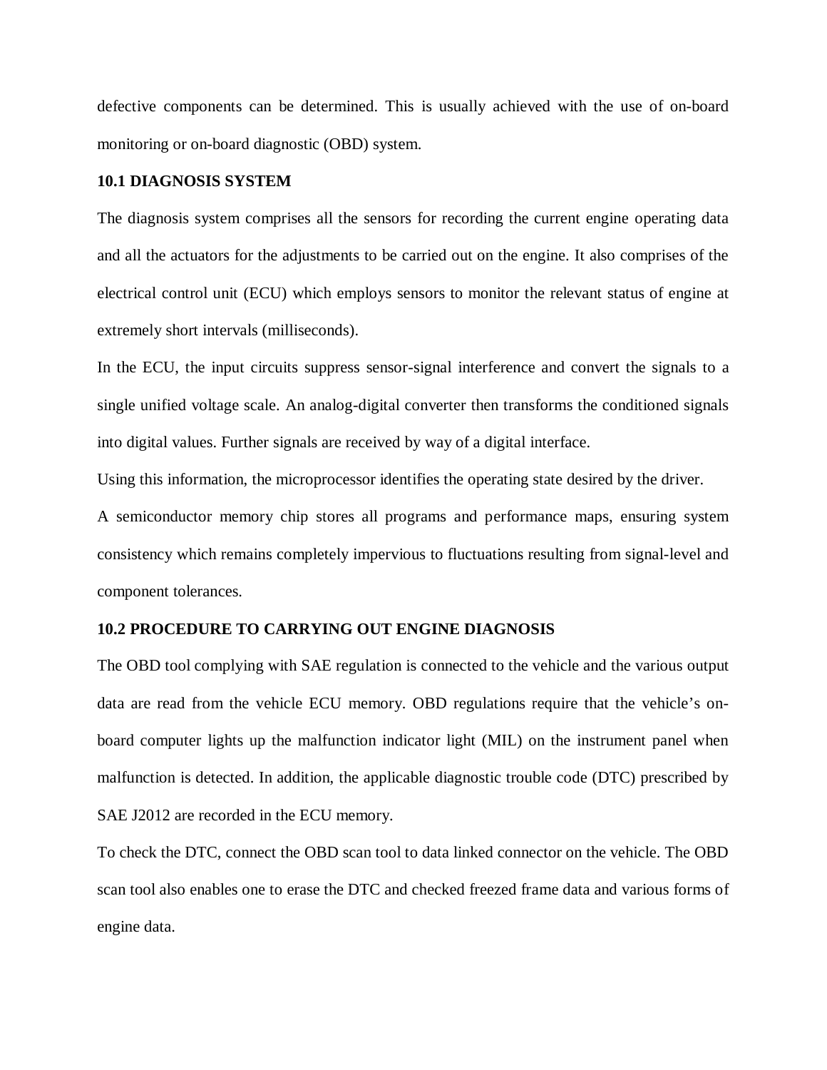defective components can be determined. This is usually achieved with the use of on-board monitoring or on-board diagnostic (OBD) system.

### 10.1 DIAGNOSIS SYSTEM

The diagnosis system comprises all the sensors for recording the current engine operating data and all the actuators for the adjustments to be carried out on the engine. It also comprises of the electrical control unit (ECU) which employs sensors to monitor the relevant status of engine at extremely short intervals (milliseconds).

In the ECU, the input circuits suppress sensor-signal interference and convert the signals to a single unified voltage scale. An analog-digital converter then transforms the conditioned signals into digital values. Further signals are received by way of a digital interface.

Using this information, the microprocessor identifies the operating state desired by the driver.

A semiconductor memory chip stores all programs and performance maps, ensuring system consistency which remains completely impervious to fluctuations resulting from signal-level and component tolerances.

### 10.2 PROCEDURE TO CARRYING OUT ENGINE DIAGNOSIS

The OBD tool complying with SAE regulation is connected to the vehicle and the various output data are read from the vehicle ECU memory. OBD regulations require that the vehicle's on-board computer lights up the malfunction indicator light (MIL) on the instrument panel when malfunction is detected. In addition, the applicable diagnostic trouble code (DTC) prescribed by SAE J2012 are recorded in the ECU memory.

To check the DTC, connect the OBD scan tool to data linked connector on the vehicle. The OBD scan tool also enables one to erase the DTC and checked freezed frame data and various forms of engine data.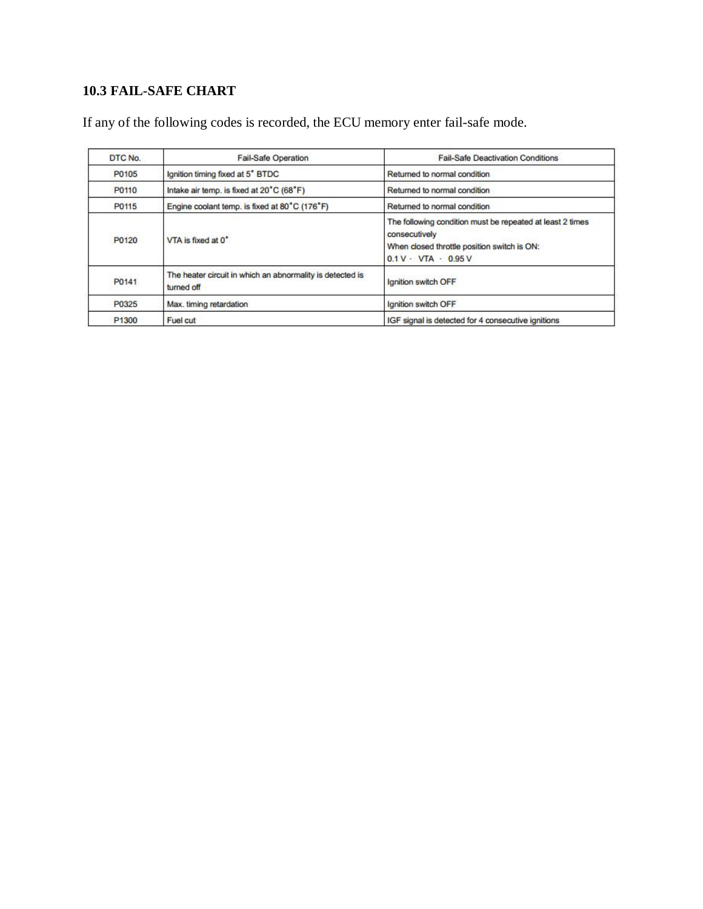## 10.3 FAIL-SAFE CHART

If any of the following codes is recorded, the ECU memory enter fail-safe mode.

| DTC No. | Fail-Safe Operation | Fail-Safe Deactivation Conditions |
|---|---|---|
| P0105 | Ignition timing fixed at 5° BTDC | Returned to normal condition |
| P0110 | Intake air temp. is fixed at 20°C (68°F) | Returned to normal condition |
| P0115 | Engine coolant temp. is fixed at 80°C (176°F) | Returned to normal condition |
| P0120 | VTA is fixed at 0° | The following condition must be repeated at least 2 times consecutively<br>When closed throttle position switch is ON:<br>0.1 V · VTA · 0.95 V |
| P0141 | The heater circuit in which an abnormality is detected is turned off | Ignition switch OFF |
| P0325 | Max. timing retardation | Ignition switch OFF |
| P1300 | Fuel cut | IGF signal is detected for 4 consecutive ignitions |